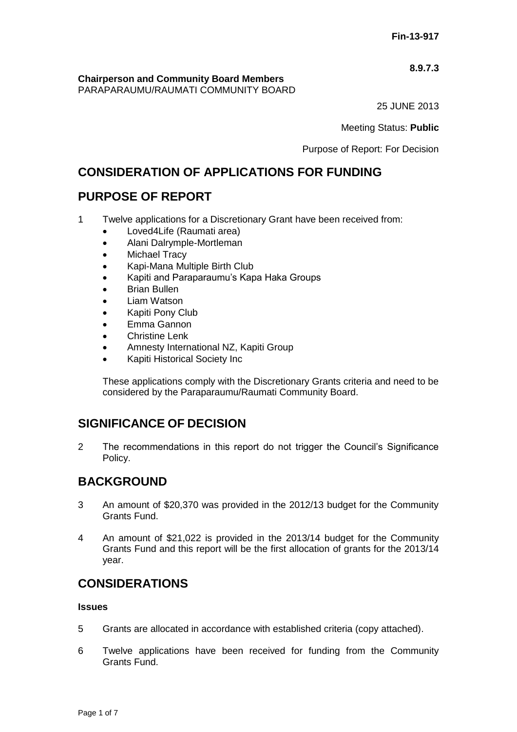**Fin-13-917**

**8.9.7.3**

**Chairperson and Community Board Members**
PARAPARAUMU/RAUMATI COMMUNITY BOARD

25 JUNE 2013

Meeting Status: **Public**

Purpose of Report: For Decision

## CONSIDERATION OF APPLICATIONS FOR FUNDING

## PURPOSE OF REPORT

1 Twelve applications for a Discretionary Grant have been received from:

- Loved4Life (Raumati area)
- Alani Dalrymple-Mortleman
- Michael Tracy
- Kapi-Mana Multiple Birth Club
- Kapiti and Paraparaumu's Kapa Haka Groups
- Brian Bullen
- Liam Watson
- Kapiti Pony Club
- Emma Gannon
- Christine Lenk
- Amnesty International NZ, Kapiti Group
- Kapiti Historical Society Inc

These applications comply with the Discretionary Grants criteria and need to be considered by the Paraparaumu/Raumati Community Board.

## SIGNIFICANCE OF DECISION

2 The recommendations in this report do not trigger the Council's Significance Policy.

## BACKGROUND

3 An amount of $20,370 was provided in the 2012/13 budget for the Community Grants Fund.

4 An amount of $21,022 is provided in the 2013/14 budget for the Community Grants Fund and this report will be the first allocation of grants for the 2013/14 year.

## CONSIDERATIONS

### Issues

5 Grants are allocated in accordance with established criteria (copy attached).

6 Twelve applications have been received for funding from the Community Grants Fund.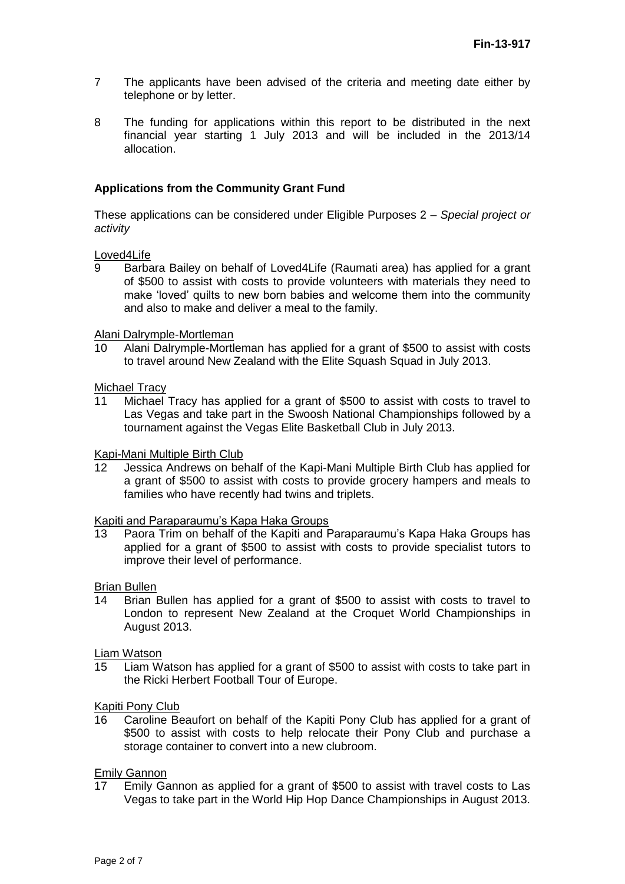7 The applicants have been advised of the criteria and meeting date either by telephone or by letter.

8 The funding for applications within this report to be distributed in the next financial year starting 1 July 2013 and will be included in the 2013/14 allocation.

**Applications from the Community Grant Fund**

These applications can be considered under Eligible Purposes 2 – *Special project or activity*

<u>Loved4Life</u>

9 Barbara Bailey on behalf of Loved4Life (Raumati area) has applied for a grant of $500 to assist with costs to provide volunteers with materials they need to make 'loved' quilts to new born babies and welcome them into the community and also to make and deliver a meal to the family.

<u>Alani Dalrymple-Mortleman</u>

10 Alani Dalrymple-Mortleman has applied for a grant of $500 to assist with costs to travel around New Zealand with the Elite Squash Squad in July 2013.

<u>Michael Tracy</u>

11 Michael Tracy has applied for a grant of $500 to assist with costs to travel to Las Vegas and take part in the Swoosh National Championships followed by a tournament against the Vegas Elite Basketball Club in July 2013.

<u>Kapi-Mani Multiple Birth Club</u>

12 Jessica Andrews on behalf of the Kapi-Mani Multiple Birth Club has applied for a grant of $500 to assist with costs to provide grocery hampers and meals to families who have recently had twins and triplets.

<u>Kapiti and Paraparaumu's Kapa Haka Groups</u>

13 Paora Trim on behalf of the Kapiti and Paraparaumu's Kapa Haka Groups has applied for a grant of $500 to assist with costs to provide specialist tutors to improve their level of performance.

<u>Brian Bullen</u>

14 Brian Bullen has applied for a grant of $500 to assist with costs to travel to London to represent New Zealand at the Croquet World Championships in August 2013.

<u>Liam Watson</u>

15 Liam Watson has applied for a grant of $500 to assist with costs to take part in the Ricki Herbert Football Tour of Europe.

<u>Kapiti Pony Club</u>

16 Caroline Beaufort on behalf of the Kapiti Pony Club has applied for a grant of $500 to assist with costs to help relocate their Pony Club and purchase a storage container to convert into a new clubroom.

<u>Emily Gannon</u>

17 Emily Gannon as applied for a grant of $500 to assist with travel costs to Las Vegas to take part in the World Hip Hop Dance Championships in August 2013.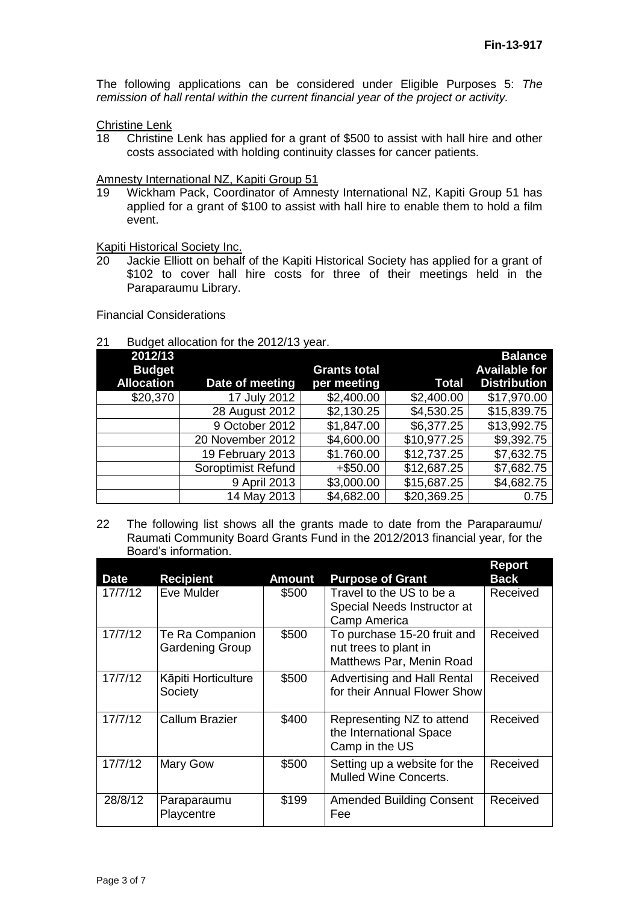The following applications can be considered under Eligible Purposes 5: *The remission of hall rental within the current financial year of the project or activity.*

Christine Lenk

18 Christine Lenk has applied for a grant of $500 to assist with hall hire and other costs associated with holding continuity classes for cancer patients.

Amnesty International NZ, Kapiti Group 51

19 Wickham Pack, Coordinator of Amnesty International NZ, Kapiti Group 51 has applied for a grant of $100 to assist with hall hire to enable them to hold a film event.

Kapiti Historical Society Inc.

20 Jackie Elliott on behalf of the Kapiti Historical Society has applied for a grant of $102 to cover hall hire costs for three of their meetings held in the Paraparaumu Library.

Financial Considerations

21 Budget allocation for the 2012/13 year.

| 2012/13 Budget Allocation | Date of meeting | Grants total per meeting | Total | Balance Available for Distribution |
|---|---|---|---|---|
| $20,370 | 17 July 2012 | $2,400.00 | $2,400.00 | $17,970.00 |
| | 28 August 2012 | $2,130.25 | $4,530.25 | $15,839.75 |
| | 9 October 2012 | $1,847.00 | $6,377.25 | $13,992.75 |
| | 20 November 2012 | $4,600.00 | $10,977.25 | $9,392.75 |
| | 19 February 2013 | $1.760.00 | $12,737.25 | $7,632.75 |
| | Soroptimist Refund | +$50.00 | $12,687.25 | $7,682.75 |
| | 9 April 2013 | $3,000.00 | $15,687.25 | $4,682.75 |
| | 14 May 2013 | $4,682.00 | $20,369.25 | 0.75 |

22 The following list shows all the grants made to date from the Paraparaumu/ Raumati Community Board Grants Fund in the 2012/2013 financial year, for the Board's information.

| Date | Recipient | Amount | Purpose of Grant | Report Back |
|---|---|---|---|---|
| 17/7/12 | Eve Mulder | $500 | Travel to the US to be a Special Needs Instructor at Camp America | Received |
| 17/7/12 | Te Ra Companion Gardening Group | $500 | To purchase 15-20 fruit and nut trees to plant in Matthews Par, Menin Road | Received |
| 17/7/12 | Kāpiti Horticulture Society | $500 | Advertising and Hall Rental for their Annual Flower Show | Received |
| 17/7/12 | Callum Brazier | $400 | Representing NZ to attend the International Space Camp in the US | Received |
| 17/7/12 | Mary Gow | $500 | Setting up a website for the Mulled Wine Concerts. | Received |
| 28/8/12 | Paraparaumu Playcentre | $199 | Amended Building Consent Fee | Received |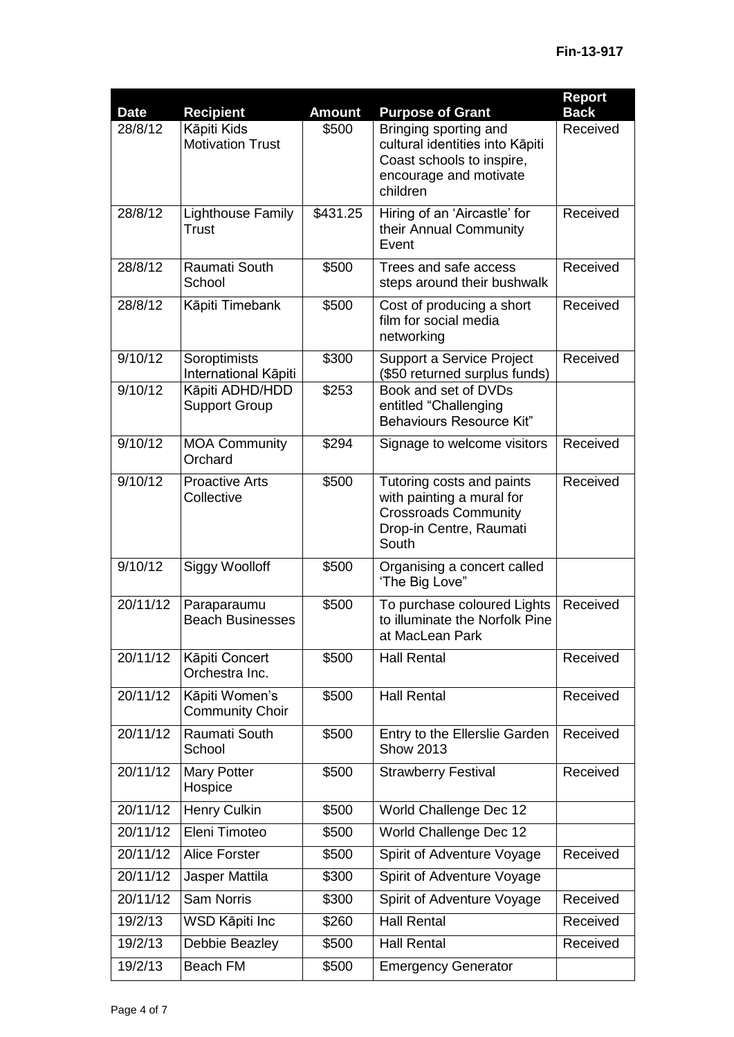| Date | Recipient | Amount | Purpose of Grant | Report Back |
|---|---|---|---|---|
| 28/8/12 | Kāpiti Kids Motivation Trust | $500 | Bringing sporting and cultural identities into Kāpiti Coast schools to inspire, encourage and motivate children | Received |
| 28/8/12 | Lighthouse Family Trust | $431.25 | Hiring of an 'Aircastle' for their Annual Community Event | Received |
| 28/8/12 | Raumati South School | $500 | Trees and safe access steps around their bushwalk | Received |
| 28/8/12 | Kāpiti Timebank | $500 | Cost of producing a short film for social media networking | Received |
| 9/10/12 | Soroptimists International Kāpiti | $300 | Support a Service Project ($50 returned surplus funds) | Received |
| 9/10/12 | Kāpiti ADHD/HDD Support Group | $253 | Book and set of DVDs entitled "Challenging Behaviours Resource Kit" | |
| 9/10/12 | MOA Community Orchard | $294 | Signage to welcome visitors | Received |
| 9/10/12 | Proactive Arts Collective | $500 | Tutoring costs and paints with painting a mural for Crossroads Community Drop-in Centre, Raumati South | Received |
| 9/10/12 | Siggy Woolloff | $500 | Organising a concert called 'The Big Love" | |
| 20/11/12 | Paraparaumu Beach Businesses | $500 | To purchase coloured Lights to illuminate the Norfolk Pine at MacLean Park | Received |
| 20/11/12 | Kāpiti Concert Orchestra Inc. | $500 | Hall Rental | Received |
| 20/11/12 | Kāpiti Women's Community Choir | $500 | Hall Rental | Received |
| 20/11/12 | Raumati South School | $500 | Entry to the Ellerslie Garden Show 2013 | Received |
| 20/11/12 | Mary Potter Hospice | $500 | Strawberry Festival | Received |
| 20/11/12 | Henry Culkin | $500 | World Challenge Dec 12 | |
| 20/11/12 | Eleni Timoteo | $500 | World Challenge Dec 12 | |
| 20/11/12 | Alice Forster | $500 | Spirit of Adventure Voyage | Received |
| 20/11/12 | Jasper Mattila | $300 | Spirit of Adventure Voyage | |
| 20/11/12 | Sam Norris | $300 | Spirit of Adventure Voyage | Received |
| 19/2/13 | WSD Kāpiti Inc | $260 | Hall Rental | Received |
| 19/2/13 | Debbie Beazley | $500 | Hall Rental | Received |
| 19/2/13 | Beach FM | $500 | Emergency Generator | |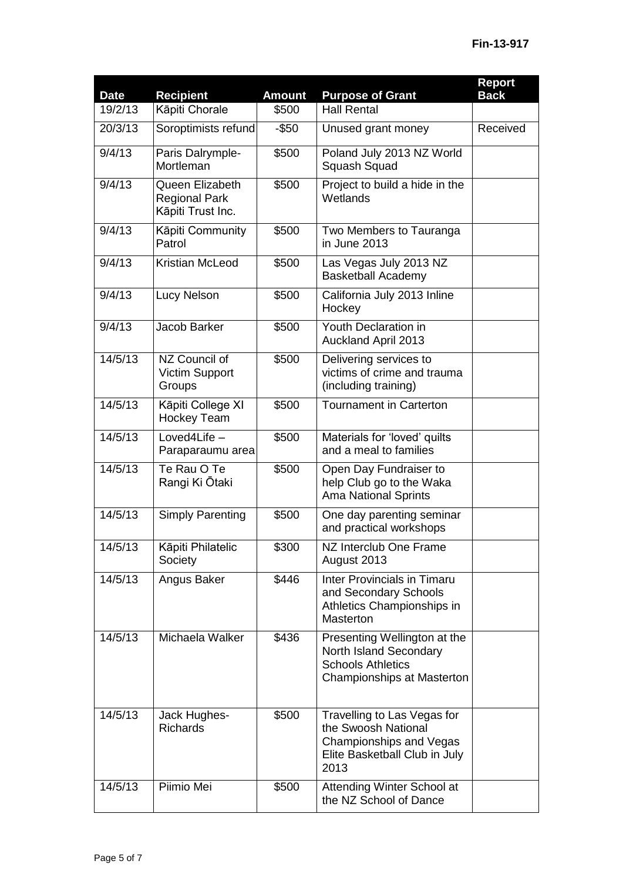| Date | Recipient | Amount | Purpose of Grant | Report Back |
|---|---|---|---|---|
| 19/2/13 | Kāpiti Chorale | $500 | Hall Rental | |
| 20/3/13 | Soroptimists refund | -$50 | Unused grant money | Received |
| 9/4/13 | Paris Dalrymple-Mortleman | $500 | Poland July 2013 NZ World Squash Squad | |
| 9/4/13 | Queen Elizabeth Regional Park Kāpiti Trust Inc. | $500 | Project to build a hide in the Wetlands | |
| 9/4/13 | Kāpiti Community Patrol | $500 | Two Members to Tauranga in June 2013 | |
| 9/4/13 | Kristian McLeod | $500 | Las Vegas July 2013 NZ Basketball Academy | |
| 9/4/13 | Lucy Nelson | $500 | California July 2013 Inline Hockey | |
| 9/4/13 | Jacob Barker | $500 | Youth Declaration in Auckland April 2013 | |
| 14/5/13 | NZ Council of Victim Support Groups | $500 | Delivering services to victims of crime and trauma (including training) | |
| 14/5/13 | Kāpiti College XI Hockey Team | $500 | Tournament in Carterton | |
| 14/5/13 | Loved4Life – Paraparaumu area | $500 | Materials for 'loved' quilts and a meal to families | |
| 14/5/13 | Te Rau O Te Rangi Ki Ōtaki | $500 | Open Day Fundraiser to help Club go to the Waka Ama National Sprints | |
| 14/5/13 | Simply Parenting | $500 | One day parenting seminar and practical workshops | |
| 14/5/13 | Kāpiti Philatelic Society | $300 | NZ Interclub One Frame August 2013 | |
| 14/5/13 | Angus Baker | $446 | Inter Provincials in Timaru and Secondary Schools Athletics Championships in Masterton | |
| 14/5/13 | Michaela Walker | $436 | Presenting Wellington at the North Island Secondary Schools Athletics Championships at Masterton | |
| 14/5/13 | Jack Hughes-Richards | $500 | Travelling to Las Vegas for the Swoosh National Championships and Vegas Elite Basketball Club in July 2013 | |
| 14/5/13 | Piimio Mei | $500 | Attending Winter School at the NZ School of Dance | |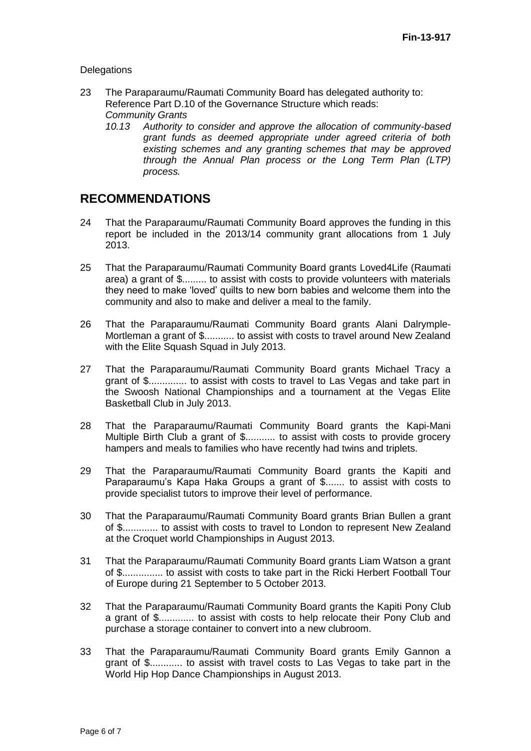Delegations

23 The Paraparaumu/Raumati Community Board has delegated authority to: Reference Part D.10 of the Governance Structure which reads:
*Community Grants*
*10.13 Authority to consider and approve the allocation of community-based grant funds as deemed appropriate under agreed criteria of both existing schemes and any granting schemes that may be approved through the Annual Plan process or the Long Term Plan (LTP) process.*

## RECOMMENDATIONS

24 That the Paraparaumu/Raumati Community Board approves the funding in this report be included in the 2013/14 community grant allocations from 1 July 2013.

25 That the Paraparaumu/Raumati Community Board grants Loved4Life (Raumati area) a grant of $......... to assist with costs to provide volunteers with materials they need to make 'loved' quilts to new born babies and welcome them into the community and also to make and deliver a meal to the family.

26 That the Paraparaumu/Raumati Community Board grants Alani Dalrymple-Mortleman a grant of $........... to assist with costs to travel around New Zealand with the Elite Squash Squad in July 2013.

27 That the Paraparaumu/Raumati Community Board grants Michael Tracy a grant of $.............. to assist with costs to travel to Las Vegas and take part in the Swoosh National Championships and a tournament at the Vegas Elite Basketball Club in July 2013.

28 That the Paraparaumu/Raumati Community Board grants the Kapi-Mani Multiple Birth Club a grant of $........... to assist with costs to provide grocery hampers and meals to families who have recently had twins and triplets.

29 That the Paraparaumu/Raumati Community Board grants the Kapiti and Paraparaumu's Kapa Haka Groups a grant of $....... to assist with costs to provide specialist tutors to improve their level of performance.

30 That the Paraparaumu/Raumati Community Board grants Brian Bullen a grant of $............. to assist with costs to travel to London to represent New Zealand at the Croquet world Championships in August 2013.

31 That the Paraparaumu/Raumati Community Board grants Liam Watson a grant of $............... to assist with costs to take part in the Ricki Herbert Football Tour of Europe during 21 September to 5 October 2013.

32 That the Paraparaumu/Raumati Community Board grants the Kapiti Pony Club a grant of $............. to assist with costs to help relocate their Pony Club and purchase a storage container to convert into a new clubroom.

33 That the Paraparaumu/Raumati Community Board grants Emily Gannon a grant of $............ to assist with travel costs to Las Vegas to take part in the World Hip Hop Dance Championships in August 2013.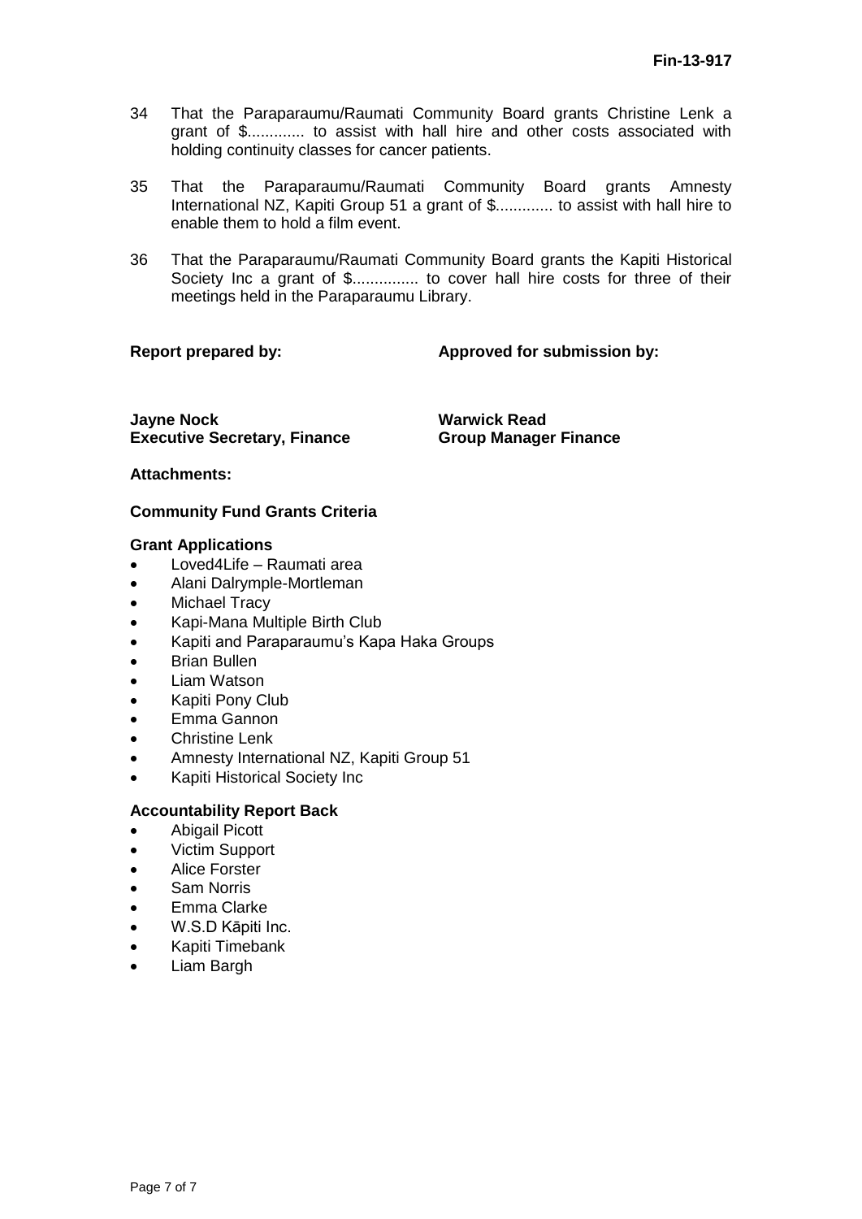34 That the Paraparaumu/Raumati Community Board grants Christine Lenk a grant of $............. to assist with hall hire and other costs associated with holding continuity classes for cancer patients.

35 That the Paraparaumu/Raumati Community Board grants Amnesty International NZ, Kapiti Group 51 a grant of $............. to assist with hall hire to enable them to hold a film event.

36 That the Paraparaumu/Raumati Community Board grants the Kapiti Historical Society Inc a grant of $............... to cover hall hire costs for three of their meetings held in the Paraparaumu Library.

| **Report prepared by:** | **Approved for submission by:** |
|---|---|
| **Jayne Nock** | **Warwick Read** |
| **Executive Secretary, Finance** | **Group Manager Finance** |

**Attachments:**

**Community Fund Grants Criteria**

**Grant Applications**

- Loved4Life – Raumati area
- Alani Dalrymple-Mortleman
- Michael Tracy
- Kapi-Mana Multiple Birth Club
- Kapiti and Paraparaumu's Kapa Haka Groups
- Brian Bullen
- Liam Watson
- Kapiti Pony Club
- Emma Gannon
- Christine Lenk
- Amnesty International NZ, Kapiti Group 51
- Kapiti Historical Society Inc

**Accountability Report Back**

- Abigail Picott
- Victim Support
- Alice Forster
- Sam Norris
- Emma Clarke
- W.S.D Kāpiti Inc.
- Kapiti Timebank
- Liam Bargh